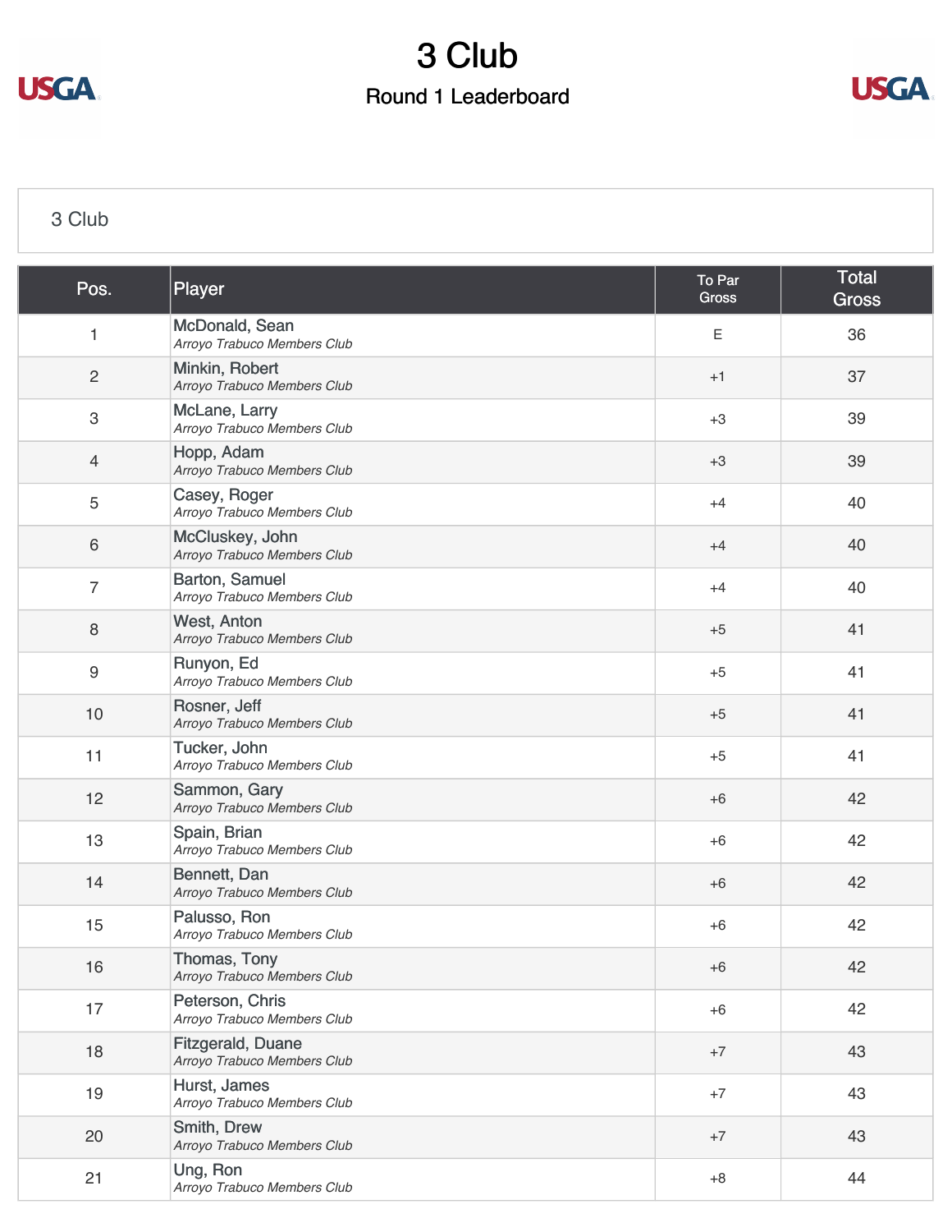# 3 Club

## Round 1 Leaderboard

3 Club

| Pos. | Player | To Par Gross | Total Gross |
|---|---|---|---|
| 1 | McDonald, Sean *Arroyo Trabuco Members Club* | E | 36 |
| 2 | Minkin, Robert *Arroyo Trabuco Members Club* | +1 | 37 |
| 3 | McLane, Larry *Arroyo Trabuco Members Club* | +3 | 39 |
| 4 | Hopp, Adam *Arroyo Trabuco Members Club* | +3 | 39 |
| 5 | Casey, Roger *Arroyo Trabuco Members Club* | +4 | 40 |
| 6 | McCluskey, John *Arroyo Trabuco Members Club* | +4 | 40 |
| 7 | Barton, Samuel *Arroyo Trabuco Members Club* | +4 | 40 |
| 8 | West, Anton *Arroyo Trabuco Members Club* | +5 | 41 |
| 9 | Runyon, Ed *Arroyo Trabuco Members Club* | +5 | 41 |
| 10 | Rosner, Jeff *Arroyo Trabuco Members Club* | +5 | 41 |
| 11 | Tucker, John *Arroyo Trabuco Members Club* | +5 | 41 |
| 12 | Sammon, Gary *Arroyo Trabuco Members Club* | +6 | 42 |
| 13 | Spain, Brian *Arroyo Trabuco Members Club* | +6 | 42 |
| 14 | Bennett, Dan *Arroyo Trabuco Members Club* | +6 | 42 |
| 15 | Palusso, Ron *Arroyo Trabuco Members Club* | +6 | 42 |
| 16 | Thomas, Tony *Arroyo Trabuco Members Club* | +6 | 42 |
| 17 | Peterson, Chris *Arroyo Trabuco Members Club* | +6 | 42 |
| 18 | Fitzgerald, Duane *Arroyo Trabuco Members Club* | +7 | 43 |
| 19 | Hurst, James *Arroyo Trabuco Members Club* | +7 | 43 |
| 20 | Smith, Drew *Arroyo Trabuco Members Club* | +7 | 43 |
| 21 | Ung, Ron *Arroyo Trabuco Members Club* | +8 | 44 |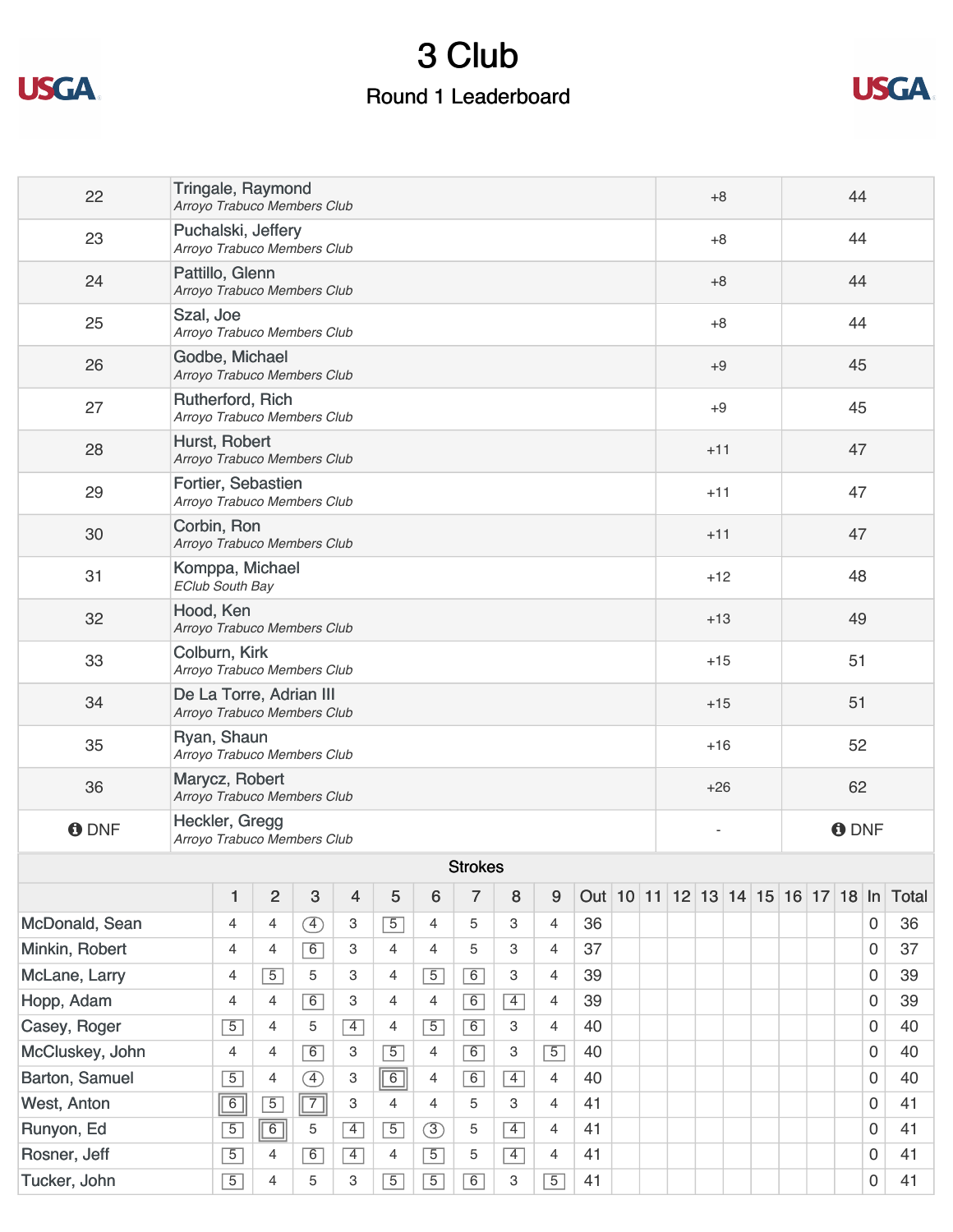# 3 Club

## Round 1 Leaderboard

| | | | |
|---|---|---|---|
| 22 | Tringale, Raymond *Arroyo Trabuco Members Club* | +8 | 44 |
| 23 | Puchalski, Jeffery *Arroyo Trabuco Members Club* | +8 | 44 |
| 24 | Pattillo, Glenn *Arroyo Trabuco Members Club* | +8 | 44 |
| 25 | Szal, Joe *Arroyo Trabuco Members Club* | +8 | 44 |
| 26 | Godbe, Michael *Arroyo Trabuco Members Club* | +9 | 45 |
| 27 | Rutherford, Rich *Arroyo Trabuco Members Club* | +9 | 45 |
| 28 | Hurst, Robert *Arroyo Trabuco Members Club* | +11 | 47 |
| 29 | Fortier, Sebastien *Arroyo Trabuco Members Club* | +11 | 47 |
| 30 | Corbin, Ron *Arroyo Trabuco Members Club* | +11 | 47 |
| 31 | Komppa, Michael *EClub South Bay* | +12 | 48 |
| 32 | Hood, Ken *Arroyo Trabuco Members Club* | +13 | 49 |
| 33 | Colburn, Kirk *Arroyo Trabuco Members Club* | +15 | 51 |
| 34 | De La Torre, Adrian III *Arroyo Trabuco Members Club* | +15 | 51 |
| 35 | Ryan, Shaun *Arroyo Trabuco Members Club* | +16 | 52 |
| 36 | Marycz, Robert *Arroyo Trabuco Members Club* | +26 | 62 |
| DNF | Heckler, Gregg *Arroyo Trabuco Members Club* | - | DNF |

**Strokes**

| | 1 | 2 | 3 | 4 | 5 | 6 | 7 | 8 | 9 | Out | 10 | 11 | 12 | 13 | 14 | 15 | 16 | 17 | 18 | In | Total |
|---|---|---|---|---|---|---|---|---|---|---|---|---|---|---|---|---|---|---|---|---|---|
| McDonald, Sean | 4 | 4 | 4 | 3 | 5 | 4 | 5 | 3 | 4 | 36 | | | | | | | | | | 0 | 36 |
| Minkin, Robert | 4 | 4 | 6 | 3 | 4 | 4 | 5 | 3 | 4 | 37 | | | | | | | | | | 0 | 37 |
| McLane, Larry | 4 | 5 | 5 | 3 | 4 | 5 | 6 | 3 | 4 | 39 | | | | | | | | | | 0 | 39 |
| Hopp, Adam | 4 | 4 | 6 | 3 | 4 | 4 | 6 | 4 | 4 | 39 | | | | | | | | | | 0 | 39 |
| Casey, Roger | 5 | 4 | 5 | 4 | 4 | 5 | 6 | 3 | 4 | 40 | | | | | | | | | | 0 | 40 |
| McCluskey, John | 4 | 4 | 6 | 3 | 5 | 4 | 6 | 3 | 5 | 40 | | | | | | | | | | 0 | 40 |
| Barton, Samuel | 5 | 4 | 4 | 3 | 6 | 4 | 6 | 4 | 4 | 40 | | | | | | | | | | 0 | 40 |
| West, Anton | 6 | 5 | 7 | 3 | 4 | 4 | 5 | 3 | 4 | 41 | | | | | | | | | | 0 | 41 |
| Runyon, Ed | 5 | 6 | 5 | 4 | 5 | 3 | 5 | 4 | 4 | 41 | | | | | | | | | | 0 | 41 |
| Rosner, Jeff | 5 | 4 | 6 | 4 | 4 | 5 | 5 | 4 | 4 | 41 | | | | | | | | | | 0 | 41 |
| Tucker, John | 5 | 4 | 5 | 3 | 5 | 5 | 6 | 3 | 5 | 41 | | | | | | | | | | 0 | 41 |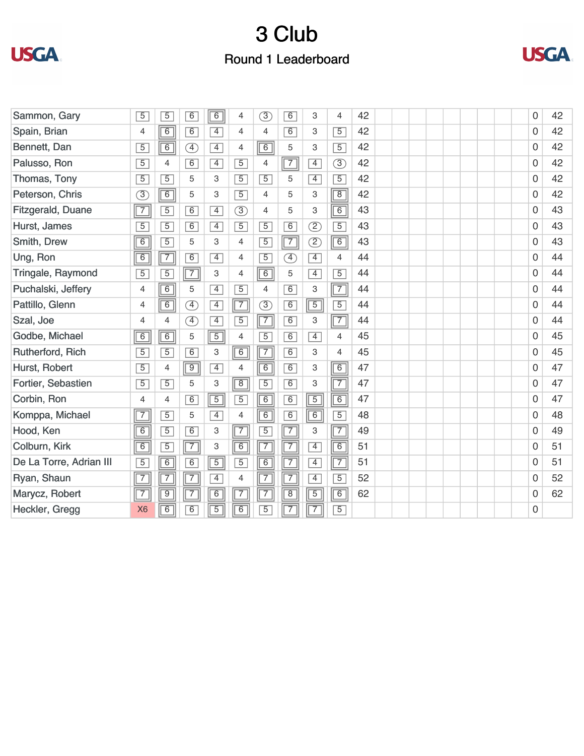# 3 Club

## Round 1 Leaderboard

| Player | | | | | | | | | | Out | | | | | | | | | | | In | Total |
|---|---|---|---|---|---|---|---|---|---|---|---|---|---|---|---|---|---|---|---|---|---|---|
| Sammon, Gary | 5 | 5 | 6 | 6 | 4 | 3 | 6 | 3 | 4 | 42 | | | | | | | | | | | 0 | 42 |
| Spain, Brian | 4 | 6 | 6 | 4 | 4 | 4 | 6 | 3 | 5 | 42 | | | | | | | | | | | 0 | 42 |
| Bennett, Dan | 5 | 6 | 4 | 4 | 4 | 6 | 5 | 3 | 5 | 42 | | | | | | | | | | | 0 | 42 |
| Palusso, Ron | 5 | 4 | 6 | 4 | 5 | 4 | 7 | 4 | 3 | 42 | | | | | | | | | | | 0 | 42 |
| Thomas, Tony | 5 | 5 | 5 | 3 | 5 | 5 | 5 | 4 | 5 | 42 | | | | | | | | | | | 0 | 42 |
| Peterson, Chris | 3 | 6 | 5 | 3 | 5 | 4 | 5 | 3 | 8 | 42 | | | | | | | | | | | 0 | 42 |
| Fitzgerald, Duane | 7 | 5 | 6 | 4 | 3 | 4 | 5 | 3 | 6 | 43 | | | | | | | | | | | 0 | 43 |
| Hurst, James | 5 | 5 | 6 | 4 | 5 | 5 | 6 | 2 | 5 | 43 | | | | | | | | | | | 0 | 43 |
| Smith, Drew | 6 | 5 | 5 | 3 | 4 | 5 | 7 | 2 | 6 | 43 | | | | | | | | | | | 0 | 43 |
| Ung, Ron | 6 | 7 | 6 | 4 | 4 | 5 | 4 | 4 | 4 | 44 | | | | | | | | | | | 0 | 44 |
| Tringale, Raymond | 5 | 5 | 7 | 3 | 4 | 6 | 5 | 4 | 5 | 44 | | | | | | | | | | | 0 | 44 |
| Puchalski, Jeffery | 4 | 6 | 5 | 4 | 5 | 4 | 6 | 3 | 7 | 44 | | | | | | | | | | | 0 | 44 |
| Pattillo, Glenn | 4 | 6 | 4 | 4 | 7 | 3 | 6 | 5 | 5 | 44 | | | | | | | | | | | 0 | 44 |
| Szal, Joe | 4 | 4 | 4 | 4 | 5 | 7 | 6 | 3 | 7 | 44 | | | | | | | | | | | 0 | 44 |
| Godbe, Michael | 6 | 6 | 5 | 5 | 4 | 5 | 6 | 4 | 4 | 45 | | | | | | | | | | | 0 | 45 |
| Rutherford, Rich | 5 | 5 | 6 | 3 | 6 | 7 | 6 | 3 | 4 | 45 | | | | | | | | | | | 0 | 45 |
| Hurst, Robert | 5 | 4 | 9 | 4 | 4 | 6 | 6 | 3 | 6 | 47 | | | | | | | | | | | 0 | 47 |
| Fortier, Sebastien | 5 | 5 | 5 | 3 | 8 | 5 | 6 | 3 | 7 | 47 | | | | | | | | | | | 0 | 47 |
| Corbin, Ron | 4 | 4 | 6 | 5 | 5 | 6 | 6 | 5 | 6 | 47 | | | | | | | | | | | 0 | 47 |
| Komppa, Michael | 7 | 5 | 5 | 4 | 4 | 6 | 6 | 6 | 5 | 48 | | | | | | | | | | | 0 | 48 |
| Hood, Ken | 6 | 5 | 6 | 3 | 7 | 5 | 7 | 3 | 7 | 49 | | | | | | | | | | | 0 | 49 |
| Colburn, Kirk | 6 | 5 | 7 | 3 | 6 | 7 | 7 | 4 | 6 | 51 | | | | | | | | | | | 0 | 51 |
| De La Torre, Adrian III | 5 | 6 | 6 | 5 | 5 | 6 | 7 | 4 | 7 | 51 | | | | | | | | | | | 0 | 51 |
| Ryan, Shaun | 7 | 7 | 7 | 4 | 4 | 7 | 7 | 4 | 5 | 52 | | | | | | | | | | | 0 | 52 |
| Marycz, Robert | 7 | 9 | 7 | 6 | 7 | 7 | 8 | 5 | 6 | 62 | | | | | | | | | | | 0 | 62 |
| Heckler, Gregg | X6 | 6 | 6 | 5 | 6 | 5 | 7 | 7 | 5 | | | | | | | | | | | | 0 | |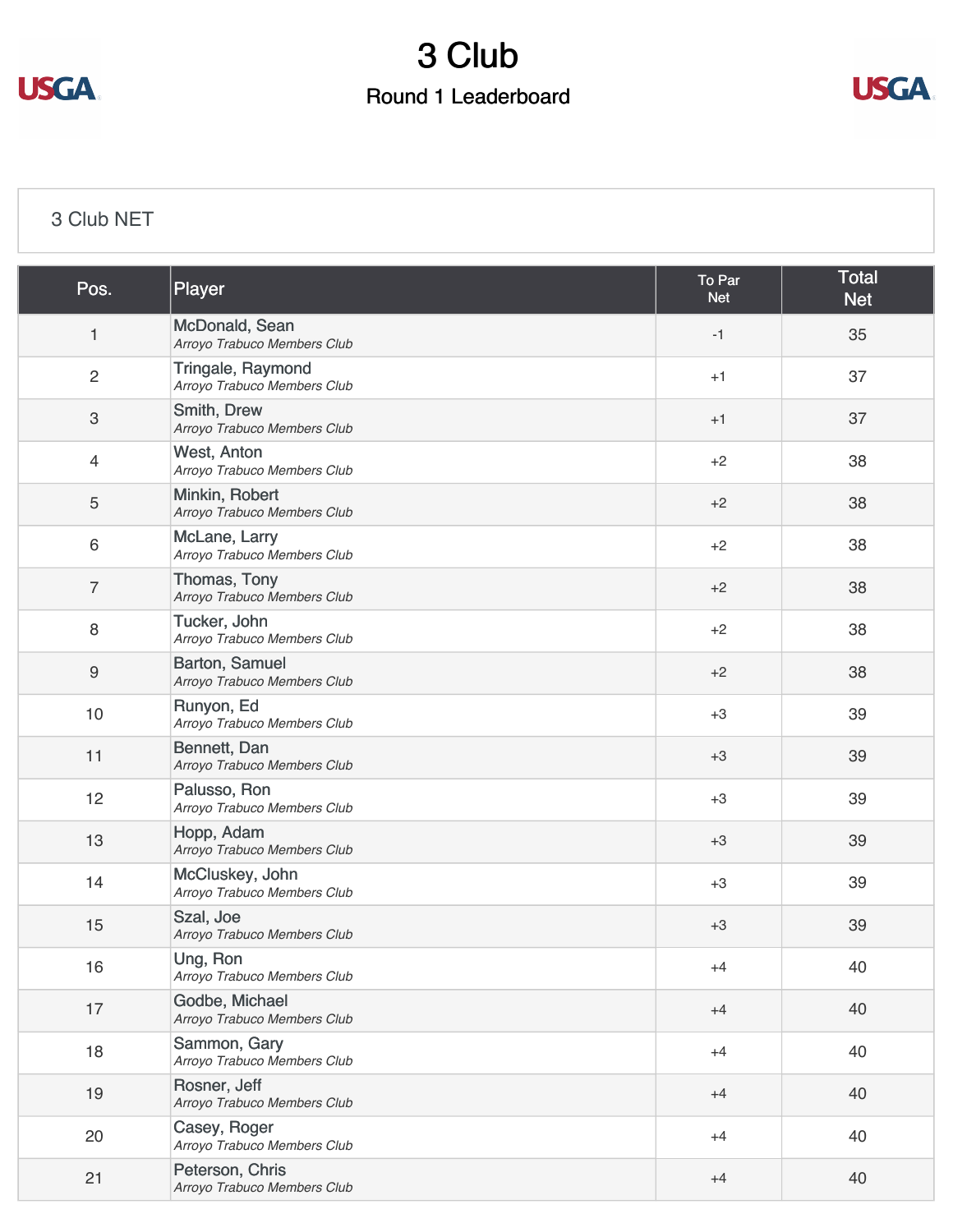# 3 Club

## Round 1 Leaderboard

### 3 Club NET

| Pos. | Player | To Par Net | Total Net |
|---|---|---|---|
| 1 | McDonald, Sean<br>*Arroyo Trabuco Members Club* | -1 | 35 |
| 2 | Tringale, Raymond<br>*Arroyo Trabuco Members Club* | +1 | 37 |
| 3 | Smith, Drew<br>*Arroyo Trabuco Members Club* | +1 | 37 |
| 4 | West, Anton<br>*Arroyo Trabuco Members Club* | +2 | 38 |
| 5 | Minkin, Robert<br>*Arroyo Trabuco Members Club* | +2 | 38 |
| 6 | McLane, Larry<br>*Arroyo Trabuco Members Club* | +2 | 38 |
| 7 | Thomas, Tony<br>*Arroyo Trabuco Members Club* | +2 | 38 |
| 8 | Tucker, John<br>*Arroyo Trabuco Members Club* | +2 | 38 |
| 9 | Barton, Samuel<br>*Arroyo Trabuco Members Club* | +2 | 38 |
| 10 | Runyon, Ed<br>*Arroyo Trabuco Members Club* | +3 | 39 |
| 11 | Bennett, Dan<br>*Arroyo Trabuco Members Club* | +3 | 39 |
| 12 | Palusso, Ron<br>*Arroyo Trabuco Members Club* | +3 | 39 |
| 13 | Hopp, Adam<br>*Arroyo Trabuco Members Club* | +3 | 39 |
| 14 | McCluskey, John<br>*Arroyo Trabuco Members Club* | +3 | 39 |
| 15 | Szal, Joe<br>*Arroyo Trabuco Members Club* | +3 | 39 |
| 16 | Ung, Ron<br>*Arroyo Trabuco Members Club* | +4 | 40 |
| 17 | Godbe, Michael<br>*Arroyo Trabuco Members Club* | +4 | 40 |
| 18 | Sammon, Gary<br>*Arroyo Trabuco Members Club* | +4 | 40 |
| 19 | Rosner, Jeff<br>*Arroyo Trabuco Members Club* | +4 | 40 |
| 20 | Casey, Roger<br>*Arroyo Trabuco Members Club* | +4 | 40 |
| 21 | Peterson, Chris<br>*Arroyo Trabuco Members Club* | +4 | 40 |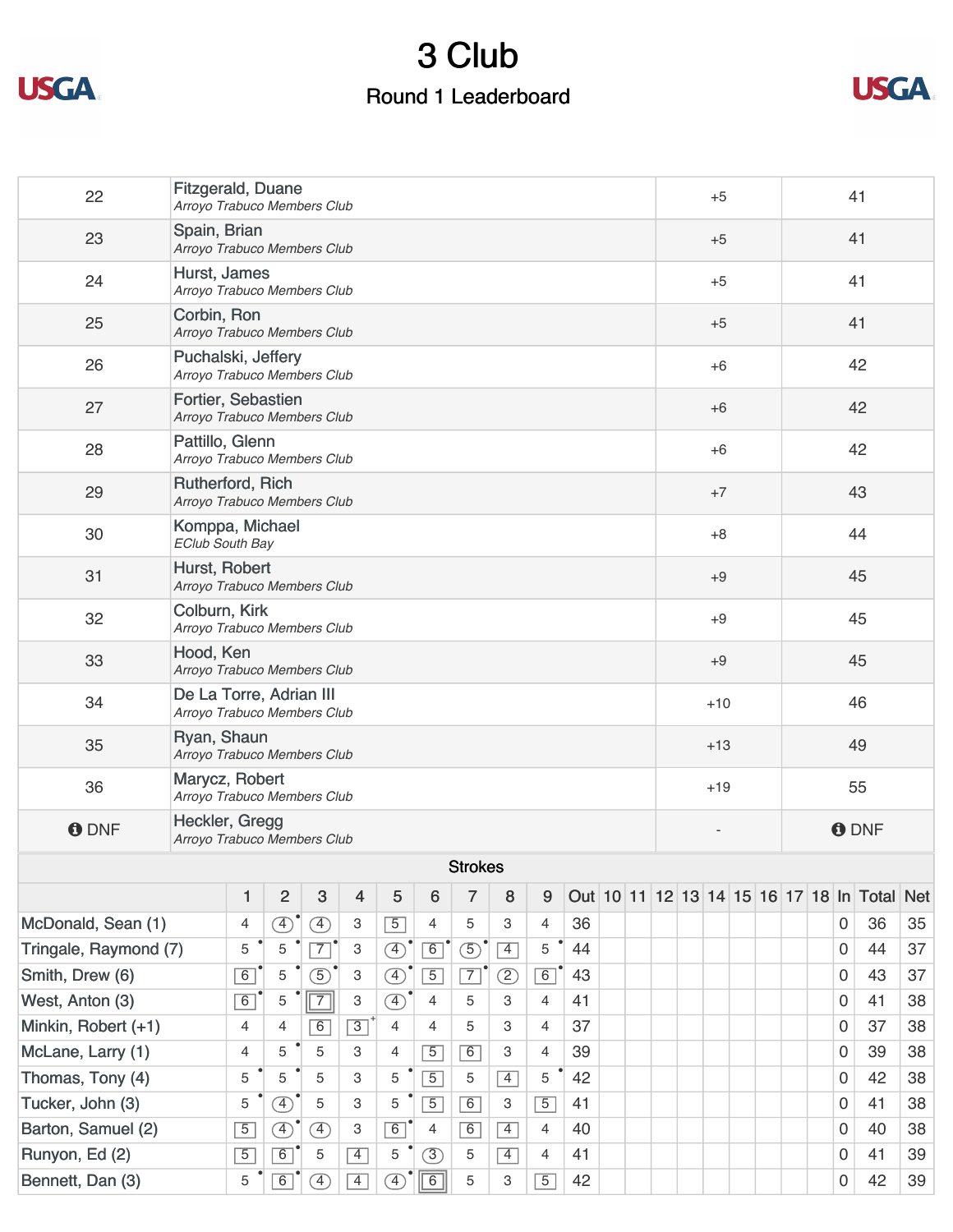# 3 Club

## Round 1 Leaderboard

| | | | |
|---|---|---|---|
| 22 | Fitzgerald, Duane<br>*Arroyo Trabuco Members Club* | +5 | 41 |
| 23 | Spain, Brian<br>*Arroyo Trabuco Members Club* | +5 | 41 |
| 24 | Hurst, James<br>*Arroyo Trabuco Members Club* | +5 | 41 |
| 25 | Corbin, Ron<br>*Arroyo Trabuco Members Club* | +5 | 41 |
| 26 | Puchalski, Jeffery<br>*Arroyo Trabuco Members Club* | +6 | 42 |
| 27 | Fortier, Sebastien<br>*Arroyo Trabuco Members Club* | +6 | 42 |
| 28 | Pattillo, Glenn<br>*Arroyo Trabuco Members Club* | +6 | 42 |
| 29 | Rutherford, Rich<br>*Arroyo Trabuco Members Club* | +7 | 43 |
| 30 | Komppa, Michael<br>*EClub South Bay* | +8 | 44 |
| 31 | Hurst, Robert<br>*Arroyo Trabuco Members Club* | +9 | 45 |
| 32 | Colburn, Kirk<br>*Arroyo Trabuco Members Club* | +9 | 45 |
| 33 | Hood, Ken<br>*Arroyo Trabuco Members Club* | +9 | 45 |
| 34 | De La Torre, Adrian III<br>*Arroyo Trabuco Members Club* | +10 | 46 |
| 35 | Ryan, Shaun<br>*Arroyo Trabuco Members Club* | +13 | 49 |
| 36 | Marycz, Robert<br>*Arroyo Trabuco Members Club* | +19 | 55 |
| DNF | Heckler, Gregg<br>*Arroyo Trabuco Members Club* | - | DNF |

**Strokes**

| | 1 | 2 | 3 | 4 | 5 | 6 | 7 | 8 | 9 | Out | 10 | 11 | 12 | 13 | 14 | 15 | 16 | 17 | 18 | In | Total | Net |
|---|---|---|---|---|---|---|---|---|---|---|---|---|---|---|---|---|---|---|---|---|---|---|
| McDonald, Sean (1) | 4 | 4 | 4 | 3 | 5 | 4 | 5 | 3 | 4 | 36 | | | | | | | | | | 0 | 36 | 35 |
| Tringale, Raymond (7) | 5 | 5 | 7 | 3 | 4 | 6 | 5 | 4 | 5 | 44 | | | | | | | | | | 0 | 44 | 37 |
| Smith, Drew (6) | 6 | 5 | 5 | 3 | 4 | 5 | 7 | 2 | 6 | 43 | | | | | | | | | | 0 | 43 | 37 |
| West, Anton (3) | 6 | 5 | 7 | 3 | 4 | 4 | 5 | 3 | 4 | 41 | | | | | | | | | | 0 | 41 | 38 |
| Minkin, Robert (+1) | 4 | 4 | 6 | 3 | 4 | 4 | 5 | 3 | 4 | 37 | | | | | | | | | | 0 | 37 | 38 |
| McLane, Larry (1) | 4 | 5 | 5 | 3 | 4 | 5 | 6 | 3 | 4 | 39 | | | | | | | | | | 0 | 39 | 38 |
| Thomas, Tony (4) | 5 | 5 | 5 | 3 | 5 | 5 | 5 | 4 | 5 | 42 | | | | | | | | | | 0 | 42 | 38 |
| Tucker, John (3) | 5 | 4 | 5 | 3 | 5 | 5 | 6 | 3 | 5 | 41 | | | | | | | | | | 0 | 41 | 38 |
| Barton, Samuel (2) | 5 | 4 | 4 | 3 | 6 | 4 | 6 | 4 | 4 | 40 | | | | | | | | | | 0 | 40 | 38 |
| Runyon, Ed (2) | 5 | 6 | 5 | 4 | 5 | 3 | 5 | 4 | 4 | 41 | | | | | | | | | | 0 | 41 | 39 |
| Bennett, Dan (3) | 5 | 6 | 4 | 4 | 4 | 6 | 5 | 3 | 5 | 42 | | | | | | | | | | 0 | 42 | 39 |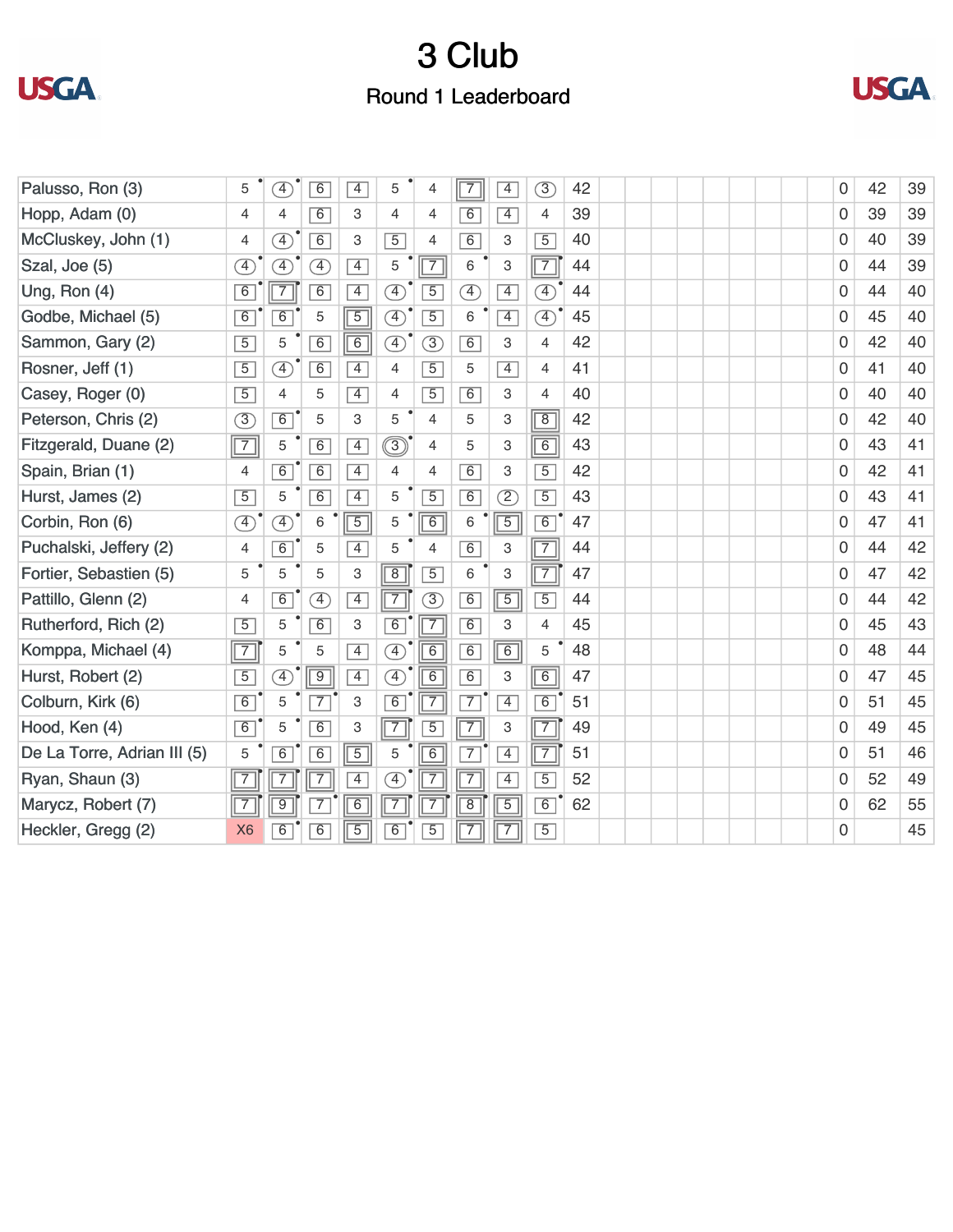# 3 Club

## Round 1 Leaderboard

| Player | 1 | 2 | 3 | 4 | 5 | 6 | 7 | 8 | 9 | Out | | | | | | | | | | | | | |
|---|---|---|---|---|---|---|---|---|---|---|---|---|---|---|---|---|---|---|---|---|---|---|---|
| Palusso, Ron (3) | 5 | 4 | 6 | 4 | 5 | 4 | 7 | 4 | 3 | 42 | | | | | | | | | | | 0 | 42 | 39 |
| Hopp, Adam (0) | 4 | 4 | 6 | 3 | 4 | 4 | 6 | 4 | 4 | 39 | | | | | | | | | | | 0 | 39 | 39 |
| McCluskey, John (1) | 4 | 4 | 6 | 3 | 5 | 4 | 6 | 3 | 5 | 40 | | | | | | | | | | | 0 | 40 | 39 |
| Szal, Joe (5) | 4 | 4 | 4 | 4 | 5 | 7 | 6 | 3 | 7 | 44 | | | | | | | | | | | 0 | 44 | 39 |
| Ung, Ron (4) | 6 | 7 | 6 | 4 | 4 | 5 | 4 | 4 | 4 | 44 | | | | | | | | | | | 0 | 44 | 40 |
| Godbe, Michael (5) | 6 | 6 | 5 | 5 | 4 | 5 | 6 | 4 | 4 | 45 | | | | | | | | | | | 0 | 45 | 40 |
| Sammon, Gary (2) | 5 | 5 | 6 | 6 | 4 | 3 | 6 | 3 | 4 | 42 | | | | | | | | | | | 0 | 42 | 40 |
| Rosner, Jeff (1) | 5 | 4 | 6 | 4 | 4 | 5 | 5 | 4 | 4 | 41 | | | | | | | | | | | 0 | 41 | 40 |
| Casey, Roger (0) | 5 | 4 | 5 | 4 | 4 | 5 | 6 | 3 | 4 | 40 | | | | | | | | | | | 0 | 40 | 40 |
| Peterson, Chris (2) | 3 | 6 | 5 | 3 | 5 | 4 | 5 | 3 | 8 | 42 | | | | | | | | | | | 0 | 42 | 40 |
| Fitzgerald, Duane (2) | 7 | 5 | 6 | 4 | 3 | 4 | 5 | 3 | 6 | 43 | | | | | | | | | | | 0 | 43 | 41 |
| Spain, Brian (1) | 4 | 6 | 6 | 4 | 4 | 4 | 6 | 3 | 5 | 42 | | | | | | | | | | | 0 | 42 | 41 |
| Hurst, James (2) | 5 | 5 | 6 | 4 | 5 | 5 | 6 | 2 | 5 | 43 | | | | | | | | | | | 0 | 43 | 41 |
| Corbin, Ron (6) | 4 | 4 | 6 | 5 | 5 | 6 | 6 | 5 | 6 | 47 | | | | | | | | | | | 0 | 47 | 41 |
| Puchalski, Jeffery (2) | 4 | 6 | 5 | 4 | 5 | 4 | 6 | 3 | 7 | 44 | | | | | | | | | | | 0 | 44 | 42 |
| Fortier, Sebastien (5) | 5 | 5 | 5 | 3 | 8 | 5 | 6 | 3 | 7 | 47 | | | | | | | | | | | 0 | 47 | 42 |
| Pattillo, Glenn (2) | 4 | 6 | 4 | 4 | 7 | 3 | 6 | 5 | 5 | 44 | | | | | | | | | | | 0 | 44 | 42 |
| Rutherford, Rich (2) | 5 | 5 | 6 | 3 | 6 | 7 | 6 | 3 | 4 | 45 | | | | | | | | | | | 0 | 45 | 43 |
| Komppa, Michael (4) | 7 | 5 | 5 | 4 | 4 | 6 | 6 | 6 | 5 | 48 | | | | | | | | | | | 0 | 48 | 44 |
| Hurst, Robert (2) | 5 | 4 | 9 | 4 | 4 | 6 | 6 | 3 | 6 | 47 | | | | | | | | | | | 0 | 47 | 45 |
| Colburn, Kirk (6) | 6 | 5 | 7 | 3 | 6 | 7 | 7 | 4 | 6 | 51 | | | | | | | | | | | 0 | 51 | 45 |
| Hood, Ken (4) | 6 | 5 | 6 | 3 | 7 | 5 | 7 | 3 | 7 | 49 | | | | | | | | | | | 0 | 49 | 45 |
| De La Torre, Adrian III (5) | 5 | 6 | 6 | 5 | 5 | 6 | 7 | 4 | 7 | 51 | | | | | | | | | | | 0 | 51 | 46 |
| Ryan, Shaun (3) | 7 | 7 | 7 | 4 | 4 | 7 | 7 | 4 | 5 | 52 | | | | | | | | | | | 0 | 52 | 49 |
| Marycz, Robert (7) | 7 | 9 | 7 | 6 | 7 | 7 | 8 | 5 | 6 | 62 | | | | | | | | | | | 0 | 62 | 55 |
| Heckler, Gregg (2) | X6 | 6 | 6 | 5 | 6 | 5 | 7 | 7 | 5 | | | | | | | | | | | | 0 | | 45 |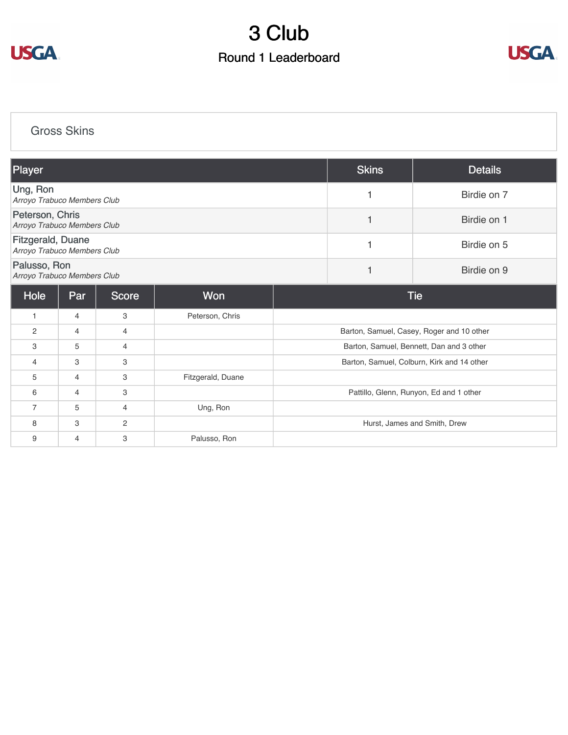# 3 Club

## Round 1 Leaderboard

### Gross Skins

| Player | Skins | Details |
|---|---|---|
| Ung, Ron<br>*Arroyo Trabuco Members Club* | 1 | Birdie on 7 |
| Peterson, Chris<br>*Arroyo Trabuco Members Club* | 1 | Birdie on 1 |
| Fitzgerald, Duane<br>*Arroyo Trabuco Members Club* | 1 | Birdie on 5 |
| Palusso, Ron<br>*Arroyo Trabuco Members Club* | 1 | Birdie on 9 |

| Hole | Par | Score | Won | Tie |
|---|---|---|---|---|
| 1 | 4 | 3 | Peterson, Chris | |
| 2 | 4 | 4 | | Barton, Samuel, Casey, Roger and 10 other |
| 3 | 5 | 4 | | Barton, Samuel, Bennett, Dan and 3 other |
| 4 | 3 | 3 | | Barton, Samuel, Colburn, Kirk and 14 other |
| 5 | 4 | 3 | Fitzgerald, Duane | |
| 6 | 4 | 3 | | Pattillo, Glenn, Runyon, Ed and 1 other |
| 7 | 5 | 4 | Ung, Ron | |
| 8 | 3 | 2 | | Hurst, James and Smith, Drew |
| 9 | 4 | 3 | Palusso, Ron | |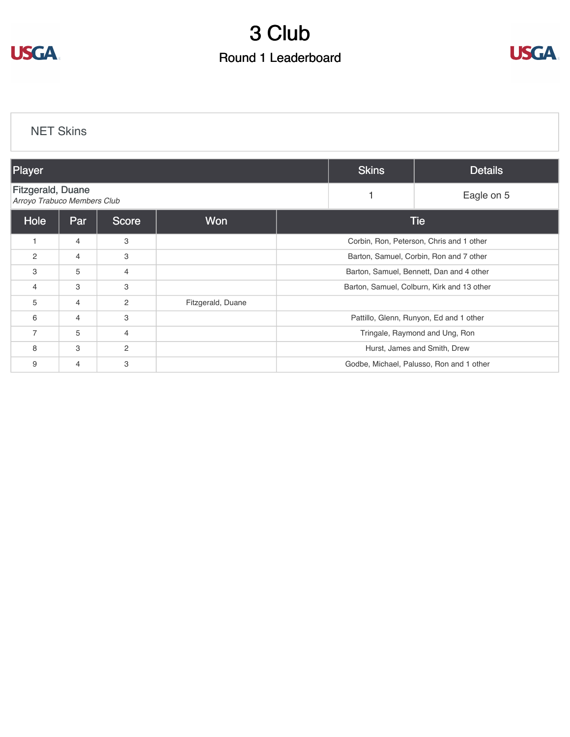# 3 Club

## Round 1 Leaderboard

NET Skins

| Player | Skins | Details |
| --- | --- | --- |
| Fitzgerald, Duane<br>*Arroyo Trabuco Members Club* | 1 | Eagle on 5 |

| Hole | Par | Score | Won | Tie |
| --- | --- | --- | --- | --- |
| 1 | 4 | 3 | | Corbin, Ron, Peterson, Chris and 1 other |
| 2 | 4 | 3 | | Barton, Samuel, Corbin, Ron and 7 other |
| 3 | 5 | 4 | | Barton, Samuel, Bennett, Dan and 4 other |
| 4 | 3 | 3 | | Barton, Samuel, Colburn, Kirk and 13 other |
| 5 | 4 | 2 | Fitzgerald, Duane | |
| 6 | 4 | 3 | | Pattillo, Glenn, Runyon, Ed and 1 other |
| 7 | 5 | 4 | | Tringale, Raymond and Ung, Ron |
| 8 | 3 | 2 | | Hurst, James and Smith, Drew |
| 9 | 4 | 3 | | Godbe, Michael, Palusso, Ron and 1 other |